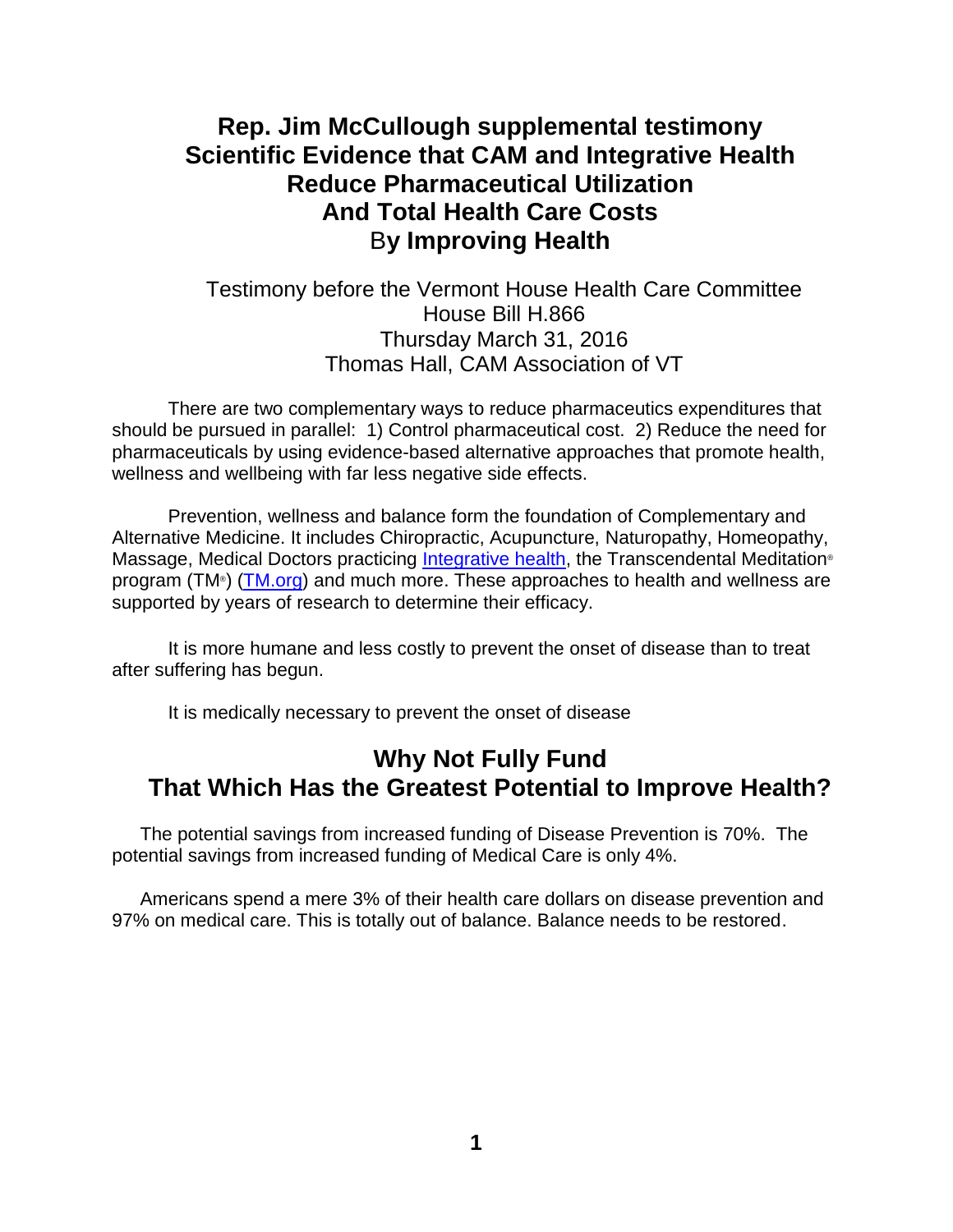# Rep. Jim McCullough supplemental testimony Scientific Evidence that CAM and Integrative Health Reduce Pharmaceutical Utilization And Total Health Care Costs By Improving Health

Testimony before the Vermont House Health Care Committee
House Bill H.866
Thursday March 31, 2016
Thomas Hall, CAM Association of VT

There are two complementary ways to reduce pharmaceutics expenditures that should be pursued in parallel: 1) Control pharmaceutical cost. 2) Reduce the need for pharmaceuticals by using evidence-based alternative approaches that promote health, wellness and wellbeing with far less negative side effects.

Prevention, wellness and balance form the foundation of Complementary and Alternative Medicine. It includes Chiropractic, Acupuncture, Naturopathy, Homeopathy, Massage, Medical Doctors practicing Integrative health, the Transcendental Meditation® program (TM®) (TM.org) and much more. These approaches to health and wellness are supported by years of research to determine their efficacy.

It is more humane and less costly to prevent the onset of disease than to treat after suffering has begun.

It is medically necessary to prevent the onset of disease

## Why Not Fully Fund That Which Has the Greatest Potential to Improve Health?

The potential savings from increased funding of Disease Prevention is 70%. The potential savings from increased funding of Medical Care is only 4%.

Americans spend a mere 3% of their health care dollars on disease prevention and 97% on medical care. This is totally out of balance. Balance needs to be restored.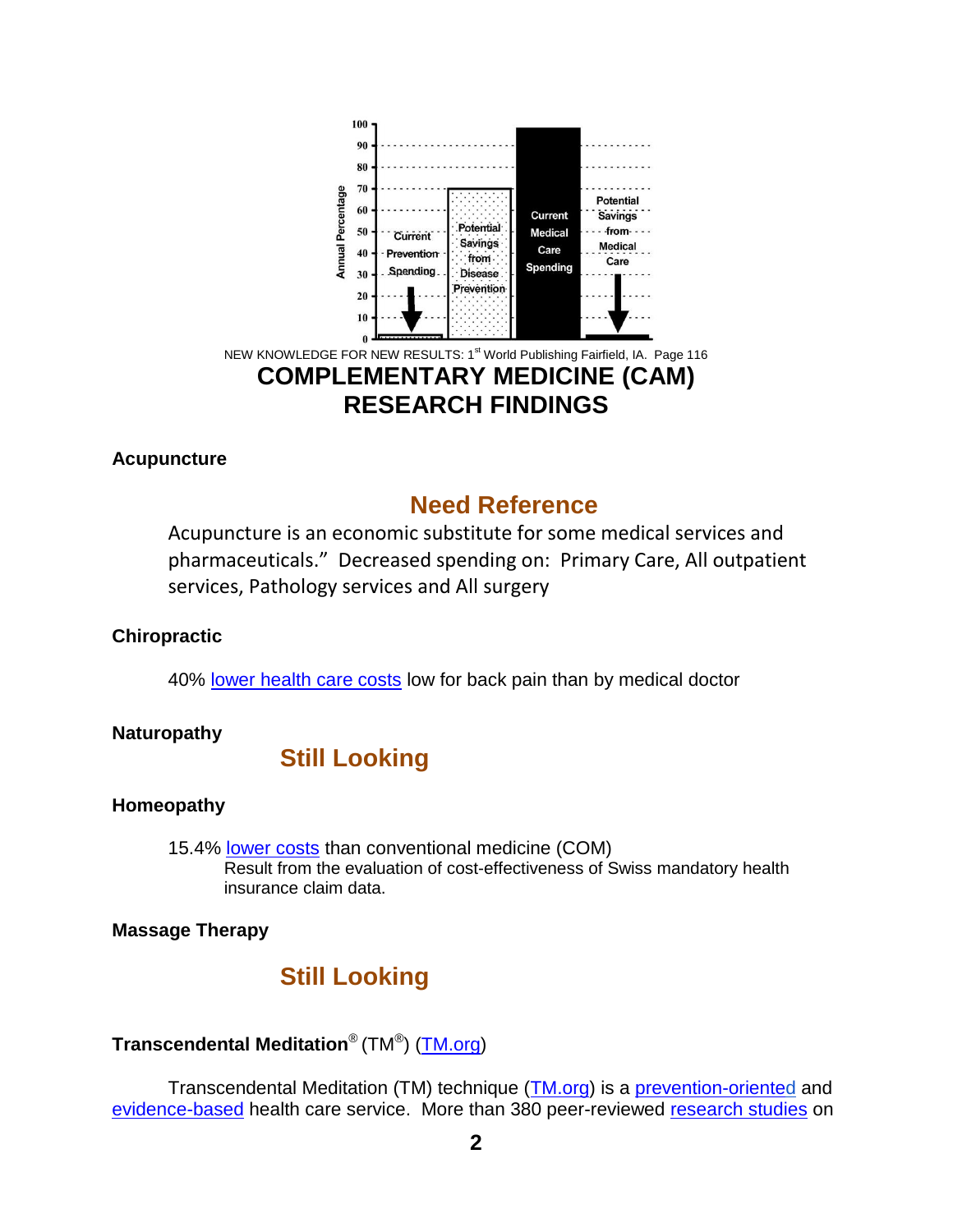NEW KNOWLEDGE FOR NEW RESULTS: 1st World Publishing Fairfield, IA. Page 116

# COMPLEMENTARY MEDICINE (CAM) RESEARCH FINDINGS

**Acupuncture**

## Need Reference

Acupuncture is an economic substitute for some medical services and pharmaceuticals." Decreased spending on: Primary Care, All outpatient services, Pathology services and All surgery

**Chiropractic**

40% lower health care costs low for back pain than by medical doctor

**Naturopathy**

## Still Looking

**Homeopathy**

15.4% lower costs than conventional medicine (COM)
Result from the evaluation of cost-effectiveness of Swiss mandatory health insurance claim data.

**Massage Therapy**

## Still Looking

**Transcendental Meditation® (TM®) (TM.org)**

Transcendental Meditation (TM) technique (TM.org) is a prevention-oriented and evidence-based health care service. More than 380 peer-reviewed research studies on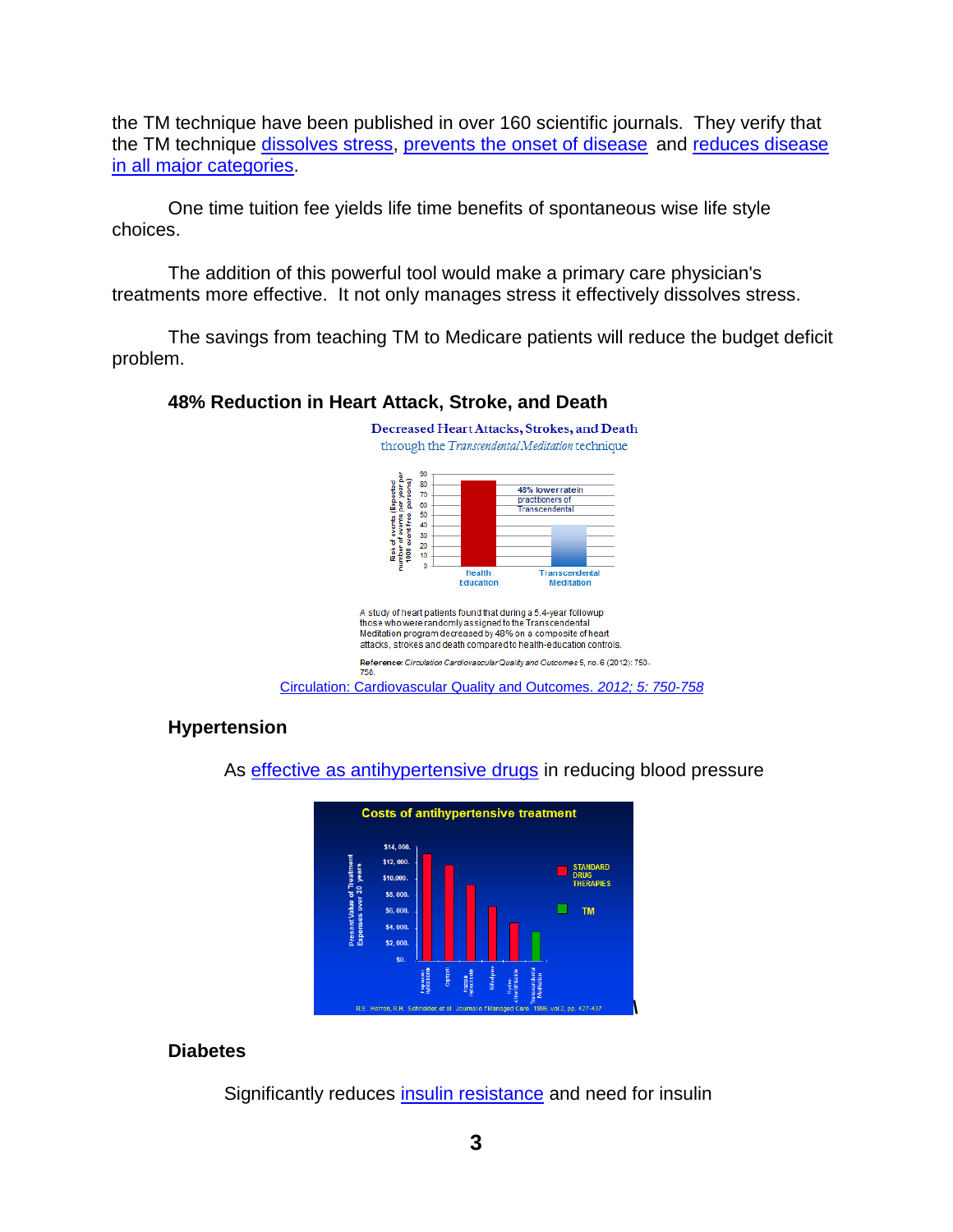the TM technique have been published in over 160 scientific journals. They verify that the TM technique dissolves stress, prevents the onset of disease and reduces disease in all major categories.

One time tuition fee yields life time benefits of spontaneous wise life style choices.

The addition of this powerful tool would make a primary care physician's treatments more effective. It not only manages stress it effectively dissolves stress.

The savings from teaching TM to Medicare patients will reduce the budget deficit problem.

### 48% Reduction in Heart Attack, Stroke, and Death

Decreased Heart Attacks, Strokes, and Death through the *Transcendental Meditation* technique

A study of heart patients found that during a 5.4-year followup those who were randomly assigned to the Transcendental Meditation program decreased by 48% on a composite of heart attacks, strokes and death compared to health-education controls.

**Reference:** *Circulation Cardiovascular Quality and Outcomes* 5, no.6 (2012): 750-758.

Circulation: Cardiovascular Quality and Outcomes. *2012; 5: 750-758*

### Hypertension

As effective as antihypertensive drugs in reducing blood pressure

Costs of antihypertensive treatment

R.E. Herron, R.H. Schneider, et al. Journal of Managed Care. 1996, vol 2, pp. 427-437

### Diabetes

Significantly reduces insulin resistance and need for insulin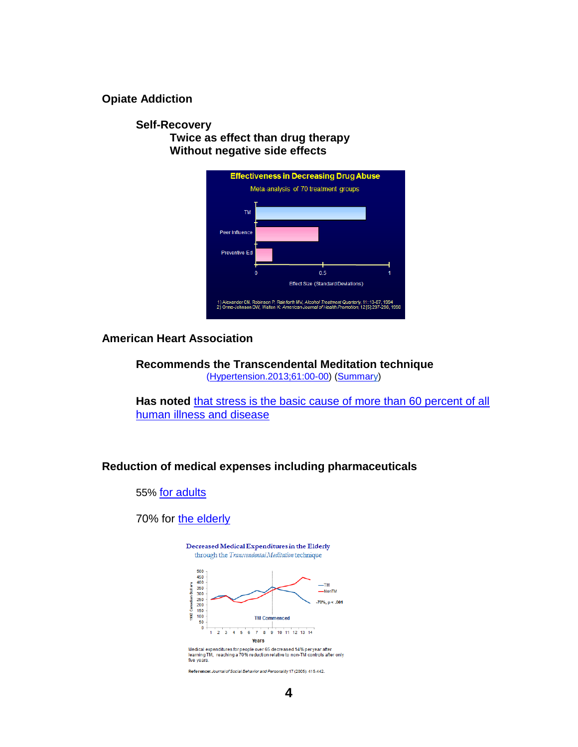**Opiate Addiction**

**Self-Recovery**

**Twice as effect than drug therapy**

**Without negative side effects**

**Effectiveness in Decreasing Drug Abuse**

Meta-analysis of 70 treatment groups

TM

Peer Influence

Preventive Ed

0 0.5 1

Effect Size (Standard Deviations)

1) Alexander CN, Robinson P, Rainforth MV, *Alcohol Treatment Quarterly*, 11: 13-87, 1994
2) Orme-Johnson DW, Walton K: *American Journal of Health Promotion*, 12 [5]:297-298, 1998

**American Heart Association**

**Recommends the Transcendental Meditation technique**
(Hypertension.2013;61:00-00) (Summary)

**Has noted** that stress is the basic cause of more than 60 percent of all human illness and disease

**Reduction of medical expenses including pharmaceuticals**

55% for adults

70% for the elderly

Decreased Medical Expenditures in the Elderly
through the *Transcendental Meditation* technique

1992 Canadian Dollars: 0, 50, 100, 150, 200, 250, 300, 350, 400, 450, 500

—TM
—NonTM

-70%, $p < .001$

TM Commenced

Years: 1 2 3 4 5 6 7 8 9 10 11 12 13 14

Medical expenditures for people over 65 decreased 14% per year after learning TM, reaching a 70% reduction relative to non-TM controls after only five years.

**Reference:** *Journal of Social Behavior and Personality* 17 (2005): 415-442.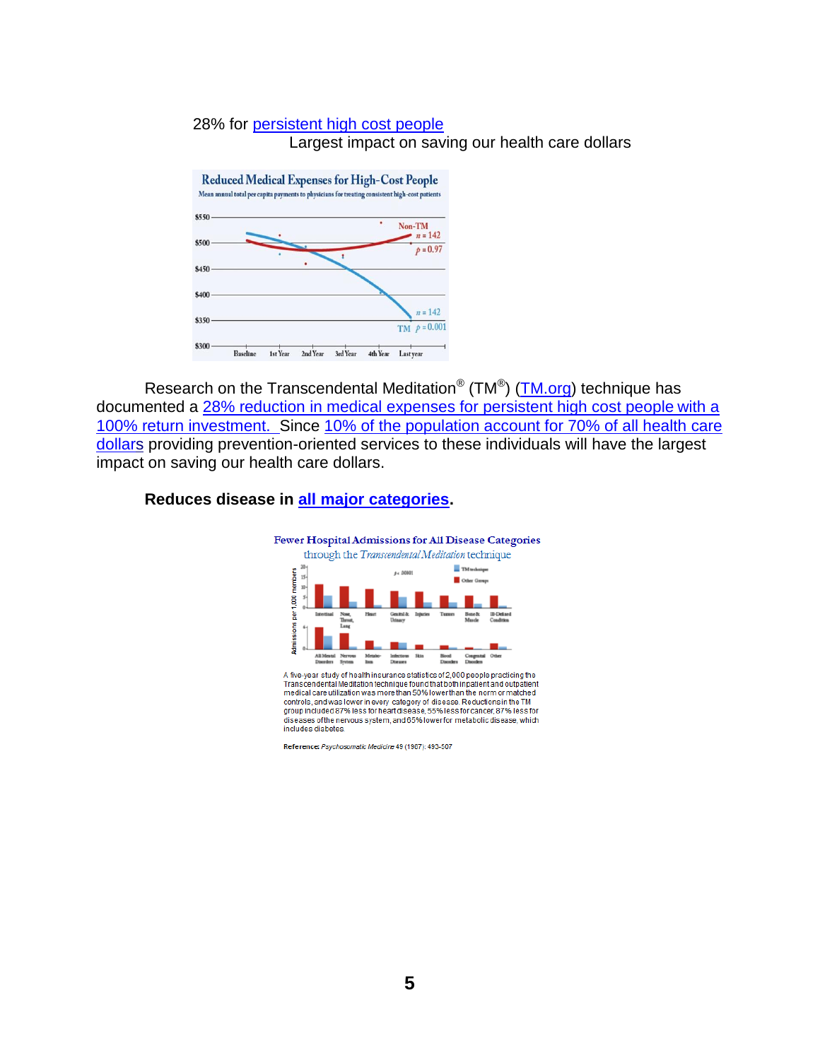28% for persistent high cost people

Largest impact on saving our health care dollars

Reduced Medical Expenses for High-Cost People

Mean annual total per capita payments to physicians for treating consistent high-cost patients

$550
$500
$450
$400
$350
$300

Non-TM
$n = 142$
$p = 0.97$

$n = 142$
TM $p = 0.001$

Baseline 1st Year 2nd Year 3rd Year 4th Year Last year

Research on the Transcendental Meditation® (TM®) (TM.org) technique has documented a 28% reduction in medical expenses for persistent high cost people with a 100% return investment. Since 10% of the population account for 70% of all health care dollars providing prevention-oriented services to these individuals will have the largest impact on saving our health care dollars.

**Reduces disease in all major categories.**

Fewer Hospital Admissions for All Disease Categories

through the *Transcendental Meditation* technique

Admissions per 1,000 members

TM technique
Other Groups

$p < .00001$

Intestinal, Nose, Throat, Lung, Heart, Genital & Urinary, Injuries, Tumors, Bone & Muscle, Ill-Defined Condition

All Mental Disorders, Nervous System, Metabolism, Infectious Diseases, Skin, Blood Disorders, Congenital Disorders, Other

A five-year study of health insurance statistics of 2,000 people practicing the Transcendental Meditation technique found that both inpatient and outpatient medical care utilization was more than 50% lower than the norm or matched controls, and was lower in every category of disease. Reductions in the TM group included 87% less for heart disease, 55% less for cancer, 87% less for diseases of the nervous system, and 65% lower for metabolic disease, which includes diabetes.

**Reference:** *Psychosomatic Medicine* 49 (1987): 493-507